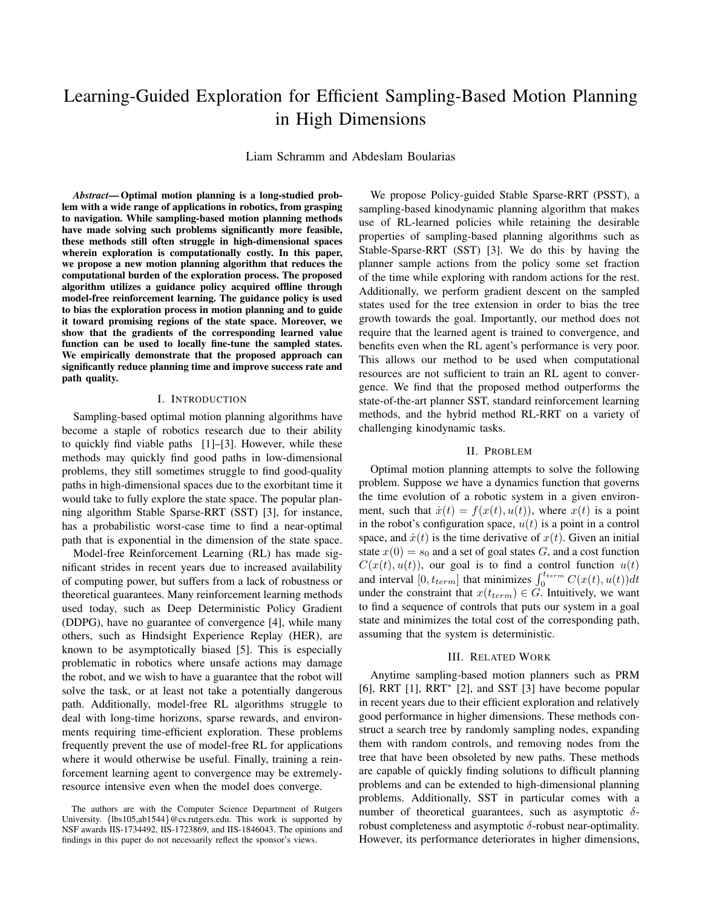# Learning-Guided Exploration for Efficient Sampling-Based Motion Planning in High Dimensions

Liam Schramm and Abdeslam Boularias

***Abstract*— Optimal motion planning is a long-studied problem with a wide range of applications in robotics, from grasping to navigation. While sampling-based motion planning methods have made solving such problems significantly more feasible, these methods still often struggle in high-dimensional spaces wherein exploration is computationally costly. In this paper, we propose a new motion planning algorithm that reduces the computational burden of the exploration process. The proposed algorithm utilizes a guidance policy acquired offline through model-free reinforcement learning. The guidance policy is used to bias the exploration process in motion planning and to guide it toward promising regions of the state space. Moreover, we show that the gradients of the corresponding learned value function can be used to locally fine-tune the sampled states. We empirically demonstrate that the proposed approach can significantly reduce planning time and improve success rate and path quality.**

## I. Introduction

Sampling-based optimal motion planning algorithms have become a staple of robotics research due to their ability to quickly find viable paths [1]–[3]. However, while these methods may quickly find good paths in low-dimensional problems, they still sometimes struggle to find good-quality paths in high-dimensional spaces due to the exorbitant time it would take to fully explore the state space. The popular planning algorithm Stable Sparse-RRT (SST) [3], for instance, has a probabilistic worst-case time to find a near-optimal path that is exponential in the dimension of the state space.

Model-free Reinforcement Learning (RL) has made significant strides in recent years due to increased availability of computing power, but suffers from a lack of robustness or theoretical guarantees. Many reinforcement learning methods used today, such as Deep Deterministic Policy Gradient (DDPG), have no guarantee of convergence [4], while many others, such as Hindsight Experience Replay (HER), are known to be asymptotically biased [5]. This is especially problematic in robotics where unsafe actions may damage the robot, and we wish to have a guarantee that the robot will solve the task, or at least not take a potentially dangerous path. Additionally, model-free RL algorithms struggle to deal with long-time horizons, sparse rewards, and environments requiring time-efficient exploration. These problems frequently prevent the use of model-free RL for applications where it would otherwise be useful. Finally, training a reinforcement learning agent to convergence may be extremely-resource intensive even when the model does converge.

The authors are with the Computer Science Department of Rutgers University. {lbs105,ab1544}@cs.rutgers.edu. This work is supported by NSF awards IIS-1734492, IIS-1723869, and IIS-1846043. The opinions and findings in this paper do not necessarily reflect the sponsor's views.

We propose Policy-guided Stable Sparse-RRT (PSST), a sampling-based kinodynamic planning algorithm that makes use of RL-learned policies while retaining the desirable properties of sampling-based planning algorithms such as Stable-Sparse-RRT (SST) [3]. We do this by having the planner sample actions from the policy some set fraction of the time while exploring with random actions for the rest. Additionally, we perform gradient descent on the sampled states used for the tree extension in order to bias the tree growth towards the goal. Importantly, our method does not require that the learned agent is trained to convergence, and benefits even when the RL agent's performance is very poor. This allows our method to be used when computational resources are not sufficient to train an RL agent to convergence. We find that the proposed method outperforms the state-of-the-art planner SST, standard reinforcement learning methods, and the hybrid method RL-RRT on a variety of challenging kinodynamic tasks.

## II. Problem

Optimal motion planning attempts to solve the following problem. Suppose we have a dynamics function that governs the time evolution of a robotic system in a given environment, such that $\dot{x}(t) = f(x(t), u(t))$, where $x(t)$ is a point in the robot's configuration space, $u(t)$ is a point in a control space, and $\dot{x}(t)$ is the time derivative of $x(t)$. Given an initial state $x(0) = s_0$ and a set of goal states $G$, and a cost function $C(x(t), u(t))$, our goal is to find a control function $u(t)$ and interval $[0, t_{term}]$ that minimizes $\int_0^{t_{term}} C(x(t), u(t))dt$ under the constraint that $x(t_{term}) \in G$. Intuitively, we want to find a sequence of controls that puts our system in a goal state and minimizes the total cost of the corresponding path, assuming that the system is deterministic.

## III. Related Work

Anytime sampling-based motion planners such as PRM [6], RRT [1], RRT$^*$ [2], and SST [3] have become popular in recent years due to their efficient exploration and relatively good performance in higher dimensions. These methods construct a search tree by randomly sampling nodes, expanding them with random controls, and removing nodes from the tree that have been obsoleted by new paths. These methods are capable of quickly finding solutions to difficult planning problems and can be extended to high-dimensional planning problems. Additionally, SST in particular comes with a number of theoretical guarantees, such as asymptotic $\delta$-robust completeness and asymptotic $\delta$-robust near-optimality. However, its performance deteriorates in higher dimensions,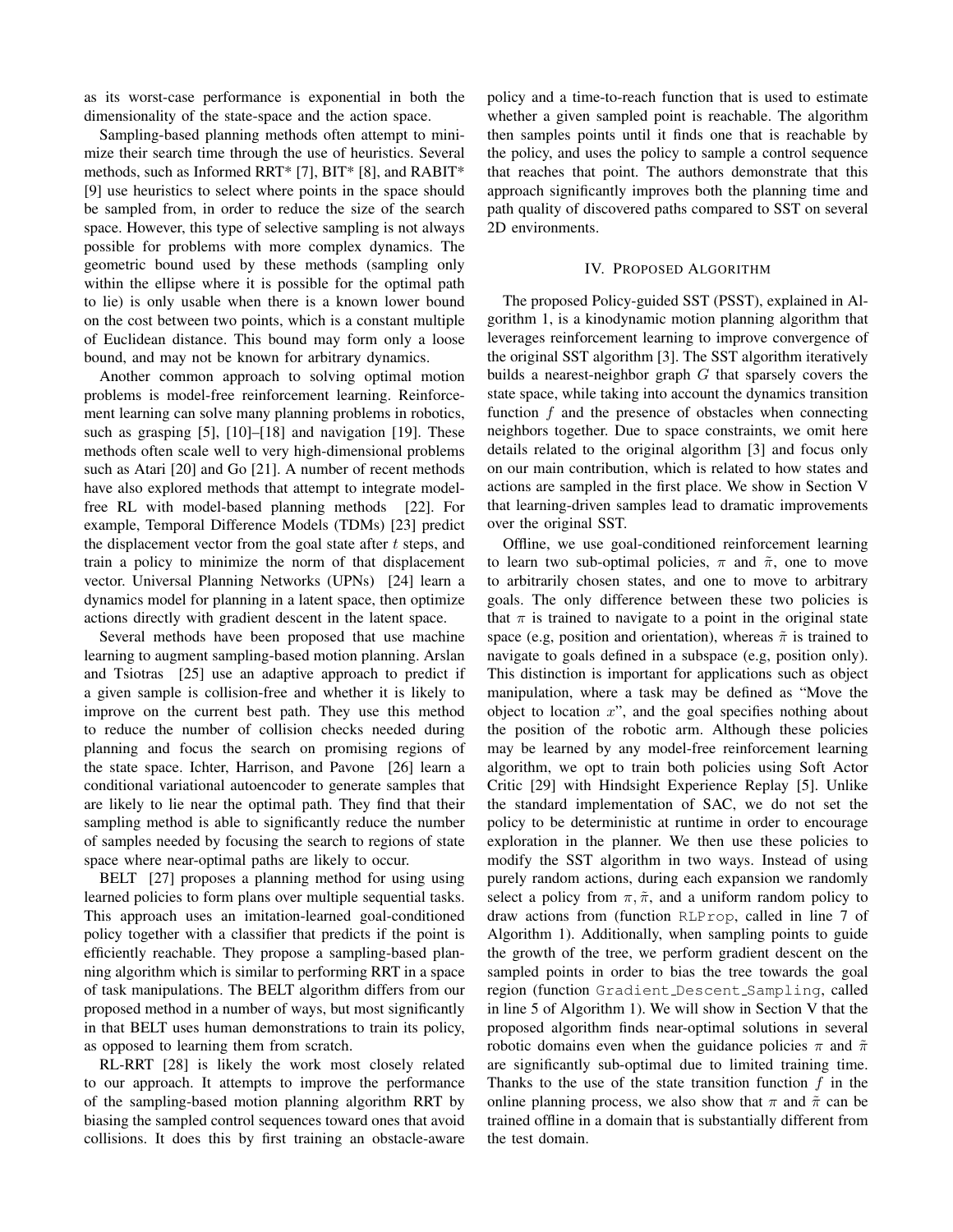as its worst-case performance is exponential in both the dimensionality of the state-space and the action space.

Sampling-based planning methods often attempt to minimize their search time through the use of heuristics. Several methods, such as Informed RRT* [7], BIT* [8], and RABIT* [9] use heuristics to select where points in the space should be sampled from, in order to reduce the size of the search space. However, this type of selective sampling is not always possible for problems with more complex dynamics. The geometric bound used by these methods (sampling only within the ellipse where it is possible for the optimal path to lie) is only usable when there is a known lower bound on the cost between two points, which is a constant multiple of Euclidean distance. This bound may form only a loose bound, and may not be known for arbitrary dynamics.

Another common approach to solving optimal motion problems is model-free reinforcement learning. Reinforcement learning can solve many planning problems in robotics, such as grasping [5], [10]–[18] and navigation [19]. These methods often scale well to very high-dimensional problems such as Atari [20] and Go [21]. A number of recent methods have also explored methods that attempt to integrate model-free RL with model-based planning methods [22]. For example, Temporal Difference Models (TDMs) [23] predict the displacement vector from the goal state after $t$ steps, and train a policy to minimize the norm of that displacement vector. Universal Planning Networks (UPNs) [24] learn a dynamics model for planning in a latent space, then optimize actions directly with gradient descent in the latent space.

Several methods have been proposed that use machine learning to augment sampling-based motion planning. Arslan and Tsiotras [25] use an adaptive approach to predict if a given sample is collision-free and whether it is likely to improve on the current best path. They use this method to reduce the number of collision checks needed during planning and focus the search on promising regions of the state space. Ichter, Harrison, and Pavone [26] learn a conditional variational autoencoder to generate samples that are likely to lie near the optimal path. They find that their sampling method is able to significantly reduce the number of samples needed by focusing the search to regions of state space where near-optimal paths are likely to occur.

BELT [27] proposes a planning method for using using learned policies to form plans over multiple sequential tasks. This approach uses an imitation-learned goal-conditioned policy together with a classifier that predicts if the point is efficiently reachable. They propose a sampling-based planning algorithm which is similar to performing RRT in a space of task manipulations. The BELT algorithm differs from our proposed method in a number of ways, but most significantly in that BELT uses human demonstrations to train its policy, as opposed to learning them from scratch.

RL-RRT [28] is likely the work most closely related to our approach. It attempts to improve the performance of the sampling-based motion planning algorithm RRT by biasing the sampled control sequences toward ones that avoid collisions. It does this by first training an obstacle-aware policy and a time-to-reach function that is used to estimate whether a given sampled point is reachable. The algorithm then samples points until it finds one that is reachable by the policy, and uses the policy to sample a control sequence that reaches that point. The authors demonstrate that this approach significantly improves both the planning time and path quality of discovered paths compared to SST on several 2D environments.

## IV. Proposed Algorithm

The proposed Policy-guided SST (PSST), explained in Algorithm 1, is a kinodynamic motion planning algorithm that leverages reinforcement learning to improve convergence of the original SST algorithm [3]. The SST algorithm iteratively builds a nearest-neighbor graph $G$ that sparsely covers the state space, while taking into account the dynamics transition function $f$ and the presence of obstacles when connecting neighbors together. Due to space constraints, we omit here details related to the original algorithm [3] and focus only on our main contribution, which is related to how states and actions are sampled in the first place. We show in Section V that learning-driven samples lead to dramatic improvements over the original SST.

Offline, we use goal-conditioned reinforcement learning to learn two sub-optimal policies, $\pi$ and $\tilde{\pi}$, one to move to arbitrarily chosen states, and one to move to arbitrary goals. The only difference between these two policies is that $\pi$ is trained to navigate to a point in the original state space (e.g, position and orientation), whereas $\tilde{\pi}$ is trained to navigate to goals defined in a subspace (e.g, position only). This distinction is important for applications such as object manipulation, where a task may be defined as "Move the object to location $x$", and the goal specifies nothing about the position of the robotic arm. Although these policies may be learned by any model-free reinforcement learning algorithm, we opt to train both policies using Soft Actor Critic [29] with Hindsight Experience Replay [5]. Unlike the standard implementation of SAC, we do not set the policy to be deterministic at runtime in order to encourage exploration in the planner. We then use these policies to modify the SST algorithm in two ways. Instead of using purely random actions, during each expansion we randomly select a policy from $\pi, \tilde{\pi}$, and a uniform random policy to draw actions from (function `RLProp`, called in line 7 of Algorithm 1). Additionally, when sampling points to guide the growth of the tree, we perform gradient descent on the sampled points in order to bias the tree towards the goal region (function `Gradient_Descent_Sampling`, called in line 5 of Algorithm 1). We will show in Section V that the proposed algorithm finds near-optimal solutions in several robotic domains even when the guidance policies $\pi$ and $\tilde{\pi}$ are significantly sub-optimal due to limited training time. Thanks to the use of the state transition function $f$ in the online planning process, we also show that $\pi$ and $\tilde{\pi}$ can be trained offline in a domain that is substantially different from the test domain.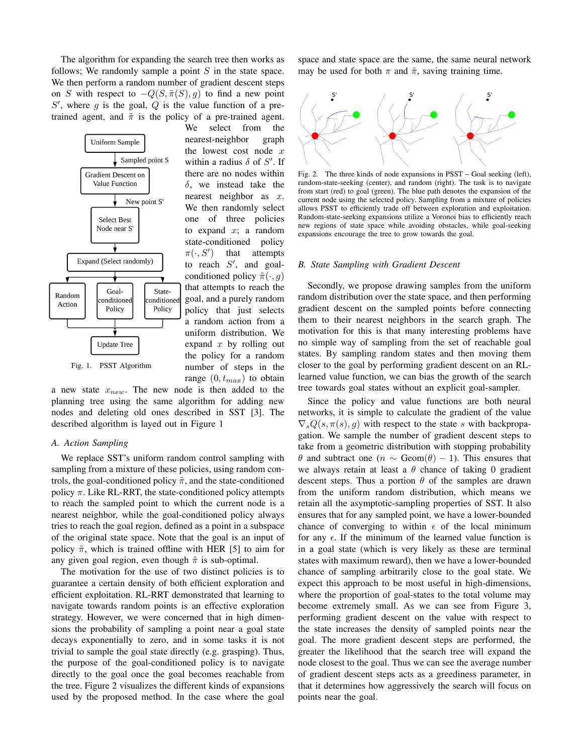The algorithm for expanding the search tree then works as follows; We randomly sample a point $S$ in the state space. We then perform a random number of gradient descent steps on $S$ with respect to $-Q(S, \tilde{\pi}(S), g)$ to find a new point $S'$, where $g$ is the goal, $Q$ is the value function of a pre-trained agent, and $\tilde{\pi}$ is the policy of a pre-trained agent. We select from the nearest-neighbor graph the lowest cost node $x$ within a radius $\delta$ of $S'$. If there are no nodes within $\delta$, we instead take the nearest neighbor as $x$. We then randomly select one of three policies to expand $x$; a random state-conditioned policy $\pi(\cdot, S')$ that attempts to reach $S'$, and goal-conditioned policy $\tilde{\pi}(\cdot, g)$ that attempts to reach the goal, and a purely random policy that just selects a random action from a uniform distribution. We expand $x$ by rolling out the policy for a random number of steps in the range $(0, t_{max})$ to obtain a new state $x_{new}$. The new node is then added to the planning tree using the same algorithm for adding new nodes and deleting old ones described in SST [3]. The described algorithm is layed out in Figure 1

Fig. 1. PSST Algorithm

### A. Action Sampling

We replace SST's uniform random control sampling with sampling from a mixture of these policies, using random controls, the goal-conditioned policy $\tilde{\pi}$, and the state-conditioned policy $\pi$. Like RL-RRT, the state-conditioned policy attempts to reach the sampled point to which the current node is a nearest neighbor, while the goal-conditioned policy always tries to reach the goal region, defined as a point in a subspace of the original state space. Note that the goal is an input of policy $\tilde{\pi}$, which is trained offline with HER [5] to aim for any given goal region, even though $\tilde{\pi}$ is sub-optimal.

The motivation for the use of two distinct policies is to guarantee a certain density of both efficient exploration and efficient exploitation. RL-RRT demonstrated that learning to navigate towards random points is an effective exploration strategy. However, we were concerned that in high dimensions the probability of sampling a point near a goal state decays exponentially to zero, and in some tasks it is not trivial to sample the goal state directly (e.g. grasping). Thus, the purpose of the goal-conditioned policy is to navigate directly to the goal once the goal becomes reachable from the tree. Figure 2 visualizes the different kinds of expansions used by the proposed method. In the case where the goal space and state space are the same, the same neural network may be used for both $\pi$ and $\tilde{\pi}$, saving training time.

Fig. 2. The three kinds of node expansions in PSST – Goal seeking (left), random-state-seeking (center), and random (right). The task is to navigate from start (red) to goal (green). The blue path denotes the expansion of the current node using the selected policy. Sampling from a mixture of policies allows PSST to efficiently trade off between exploration and exploitation. Random-state-seeking expansions utilize a Voronoi bias to efficiently reach new regions of state space while avoiding obstacles, while goal-seeking expansions encourage the tree to grow towards the goal.

### B. State Sampling with Gradient Descent

Secondly, we propose drawing samples from the uniform random distribution over the state space, and then performing gradient descent on the sampled points before connecting them to their nearest neighbors in the search graph. The motivation for this is that many interesting problems have no simple way of sampling from the set of reachable goal states. By sampling random states and then moving them closer to the goal by performing gradient descent on an RL-learned value function, we can bias the growth of the search tree towards goal states without an explicit goal-sampler.

Since the policy and value functions are both neural networks, it is simple to calculate the gradient of the value $\nabla_s Q(s, \pi(s), g)$ with respect to the state $s$ with backpropagation. We sample the number of gradient descent steps to take from a geometric distribution with stopping probability $\theta$ and subtract one ($n \sim \text{Geom}(\theta) - 1$). This ensures that we always retain at least a $\theta$ chance of taking 0 gradient descent steps. Thus a portion $\theta$ of the samples are drawn from the uniform random distribution, which means we retain all the asymptotic-sampling properties of SST. It also ensures that for any sampled point, we have a lower-bounded chance of converging to within $\epsilon$ of the local minimum for any $\epsilon$. If the minimum of the learned value function is in a goal state (which is very likely as these are terminal states with maximum reward), then we have a lower-bounded chance of sampling arbitrarily close to the goal state. We expect this approach to be most useful in high-dimensions, where the proportion of goal-states to the total volume may become extremely small. As we can see from Figure 3, performing gradient descent on the value with respect to the state increases the density of sampled points near the goal. The more gradient descent steps are performed, the greater the likelihood that the search tree will expand the node closest to the goal. Thus we can see the average number of gradient descent steps acts as a greediness parameter, in that it determines how aggressively the search will focus on points near the goal.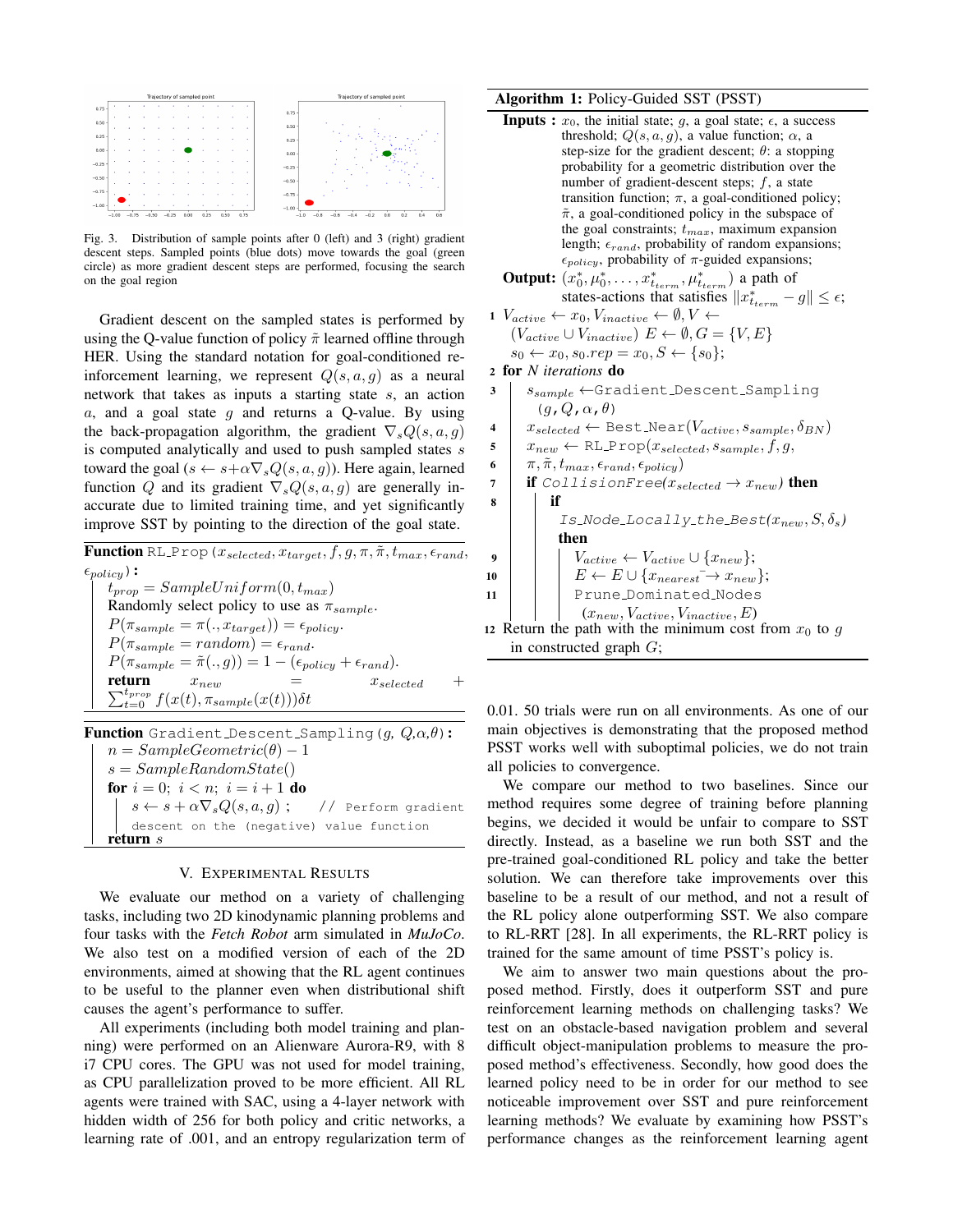Fig. 3. Distribution of sample points after 0 (left) and 3 (right) gradient descent steps. Sampled points (blue dots) move towards the goal (green circle) as more gradient descent steps are performed, focusing the search on the goal region

Gradient descent on the sampled states is performed by using the Q-value function of policy $\tilde{\pi}$ learned offline through HER. Using the standard notation for goal-conditioned reinforcement learning, we represent $Q(s, a, g)$ as a neural network that takes as inputs a starting state $s$, an action $a$, and a goal state $g$ and returns a Q-value. By using the back-propagation algorithm, the gradient $\nabla_s Q(s, a, g)$ is computed analytically and used to push sampled states $s$ toward the goal ($s \leftarrow s + \alpha \nabla_s Q(s, a, g)$). Here again, learned function $Q$ and its gradient $\nabla_s Q(s, a, g)$ are generally inaccurate due to limited training time, and yet significantly improve SST by pointing to the direction of the goal state.

**Function** RL_Prop ($x_{selected}, x_{target}, f, g, \pi, \tilde{\pi}, t_{max}, \epsilon_{rand}, \epsilon_{policy}$) **:**

- $t_{prop} = SampleUniform(0, t_{max})$
- Randomly select policy to use as $\pi_{sample}$.
- $P(\pi_{sample} = \pi(., x_{target})) = \epsilon_{policy}$.
- $P(\pi_{sample} = random) = \epsilon_{rand}$.
- $P(\pi_{sample} = \tilde{\pi}(., g)) = 1 - (\epsilon_{policy} + \epsilon_{rand})$.
- **return** $x_{new} = x_{selected} + \sum_{t=0}^{t_{prop}} f(x(t), \pi_{sample}(x(t)))\delta t$

**Function** Gradient_Descent_Sampling ($g, Q, \alpha, \theta$) **:**

```
n = SampleGeometric(θ) − 1
s = SampleRandomState()
for i = 0; i < n; i = i + 1 do
    s ← s + α∇_s Q(s, a, g) ;   // Perform gradient descent on the (negative) value function
return s
```

## V. Experimental Results

We evaluate our method on a variety of challenging tasks, including two 2D kinodynamic planning problems and four tasks with the *Fetch Robot* arm simulated in *MuJoCo*. We also test on a modified version of each of the 2D environments, aimed at showing that the RL agent continues to be useful to the planner even when distributional shift causes the agent's performance to suffer.

All experiments (including both model training and planning) were performed on an Alienware Aurora-R9, with 8 i7 CPU cores. The GPU was not used for model training, as CPU parallelization proved to be more efficient. All RL agents were trained with SAC, using a 4-layer network with hidden width of 256 for both policy and critic networks, a learning rate of .001, and an entropy regularization term of 0.01. 50 trials were run on all environments. As one of our main objectives is demonstrating that the proposed method PSST works well with suboptimal policies, we do not train all policies to convergence.

**Algorithm 1:** Policy-Guided SST (PSST)

**Inputs :** $x_0$, the initial state; $g$, a goal state; $\epsilon$, a success threshold; $Q(s, a, g)$, a value function; $\alpha$, a step-size for the gradient descent; $\theta$: a stopping probability for a geometric distribution over the number of gradient-descent steps; $f$, a state transition function; $\pi$, a goal-conditioned policy; $\tilde{\pi}$, a goal-conditioned policy in the subspace of the goal constraints; $t_{max}$, maximum expansion length; $\epsilon_{rand}$, probability of random expansions; $\epsilon_{policy}$, probability of $\pi$-guided expansions;

**Output:** $(x_0^*, \mu_0^*, \ldots, x_{t_{term}}^*, \mu_{t_{term}}^*)$ a path of states-actions that satisfies $\|x_{t_{term}}^* - g\| \leq \epsilon$;

1. $V_{active} \leftarrow x_0, V_{inactive} \leftarrow \emptyset, V \leftarrow (V_{active} \cup V_{inactive})$ $E \leftarrow \emptyset, G = \{V, E\}$ $s_0 \leftarrow x_0, s_0.rep = x_0, S \leftarrow \{s_0\}$;
2. **for** *N iterations* **do**
3. $\quad s_{sample} \leftarrow$ Gradient_Descent_Sampling $(g, Q, \alpha, \theta)$
4. $\quad x_{selected} \leftarrow$ Best_Near$(V_{active}, s_{sample}, \delta_{BN})$
5. $\quad x_{new} \leftarrow$ RL_Prop$(x_{selected}, s_{sample}, f, g,$
6. $\quad \pi, \tilde{\pi}, t_{max}, \epsilon_{rand}, \epsilon_{policy})$
7. $\quad$ **if** *CollisionFree*$(x_{selected} \rightarrow x_{new})$ **then**
8. $\quad\quad$ **if** *Is_Node_Locally_the_Best*$(x_{new}, S, \delta_s)$ **then**
9. $\quad\quad\quad V_{active} \leftarrow V_{active} \cup \{x_{new}\}$;
10. $\quad\quad\quad E \leftarrow E \cup \{x_{nearest} \rightarrow x_{new}\}$;
11. $\quad\quad\quad$ Prune_Dominated_Nodes $(x_{new}, V_{active}, V_{inactive}, E)$
12. Return the path with the minimum cost from $x_0$ to $g$ in constructed graph $G$;

We compare our method to two baselines. Since our method requires some degree of training before planning begins, we decided it would be unfair to compare to SST directly. Instead, as a baseline we run both SST and the pre-trained goal-conditioned RL policy and take the better solution. We can therefore take improvements over this baseline to be a result of our method, and not a result of the RL policy alone outperforming SST. We also compare to RL-RRT [28]. In all experiments, the RL-RRT policy is trained for the same amount of time PSST's policy is.

We aim to answer two main questions about the proposed method. Firstly, does it outperform SST and pure reinforcement learning methods on challenging tasks? We test on an obstacle-based navigation problem and several difficult object-manipulation problems to measure the proposed method's effectiveness. Secondly, how good does the learned policy need to be in order for our method to see noticeable improvement over SST and pure reinforcement learning methods? We evaluate by examining how PSST's performance changes as the reinforcement learning agent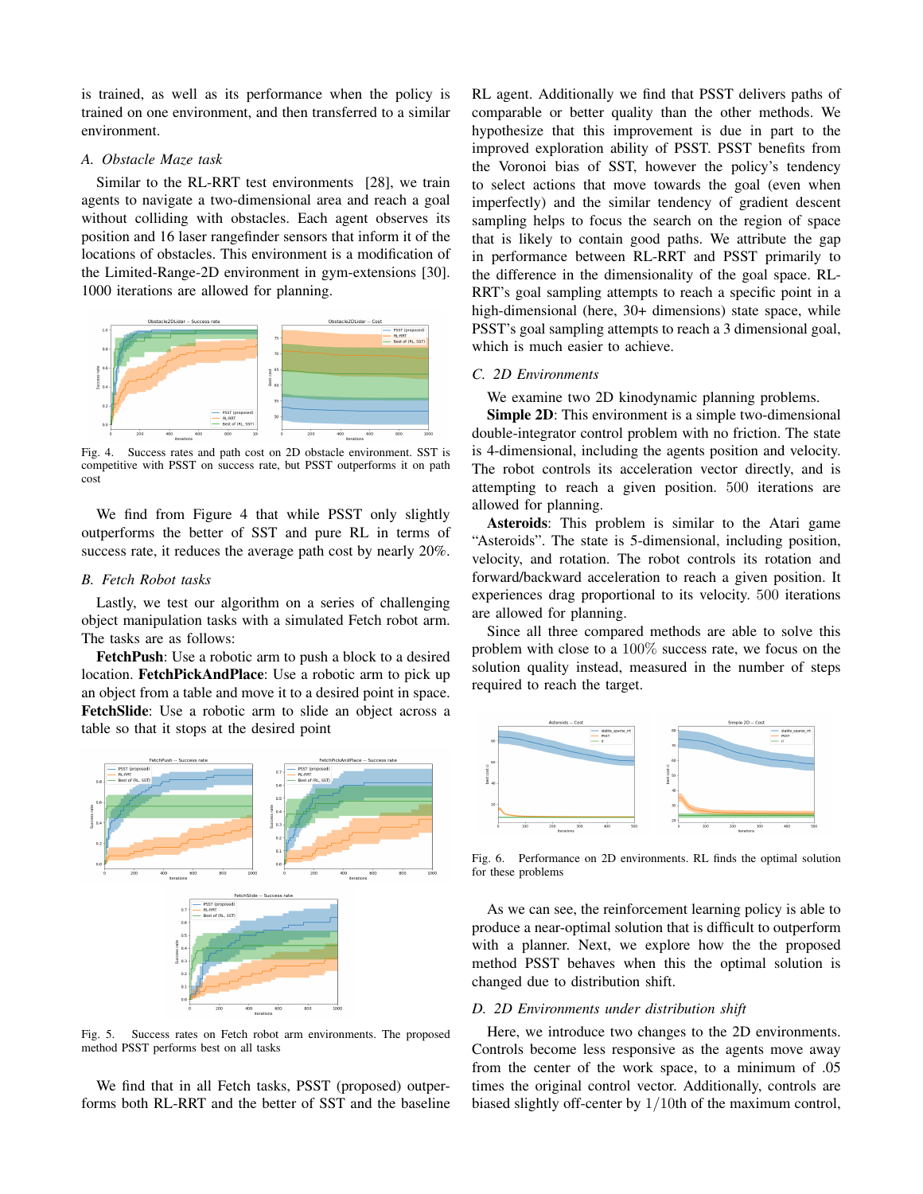is trained, as well as its performance when the policy is trained on one environment, and then transferred to a similar environment.

### A. Obstacle Maze task

Similar to the RL-RRT test environments [28], we train agents to navigate a two-dimensional area and reach a goal without colliding with obstacles. Each agent observes its position and 16 laser rangefinder sensors that inform it of the locations of obstacles. This environment is a modification of the Limited-Range-2D environment in gym-extensions [30]. 1000 iterations are allowed for planning.

Fig. 4. Success rates and path cost on 2D obstacle environment. SST is competitive with PSST on success rate, but PSST outperforms it on path cost

We find from Figure 4 that while PSST only slightly outperforms the better of SST and pure RL in terms of success rate, it reduces the average path cost by nearly 20%.

### B. Fetch Robot tasks

Lastly, we test our algorithm on a series of challenging object manipulation tasks with a simulated Fetch robot arm. The tasks are as follows:

**FetchPush**: Use a robotic arm to push a block to a desired location. **FetchPickAndPlace**: Use a robotic arm to pick up an object from a table and move it to a desired point in space. **FetchSlide**: Use a robotic arm to slide an object across a table so that it stops at the desired point

Fig. 5. Success rates on Fetch robot arm environments. The proposed method PSST performs best on all tasks

We find that in all Fetch tasks, PSST (proposed) outperforms both RL-RRT and the better of SST and the baseline RL agent. Additionally we find that PSST delivers paths of comparable or better quality than the other methods. We hypothesize that this improvement is due in part to the improved exploration ability of PSST. PSST benefits from the Voronoi bias of SST, however the policy's tendency to select actions that move towards the goal (even when imperfectly) and the similar tendency of gradient descent sampling helps to focus the search on the region of space that is likely to contain good paths. We attribute the gap in performance between RL-RRT and PSST primarily to the difference in the dimensionality of the goal space. RL-RRT's goal sampling attempts to reach a specific point in a high-dimensional (here, 30+ dimensions) state space, while PSST's goal sampling attempts to reach a 3 dimensional goal, which is much easier to achieve.

### C. 2D Environments

We examine two 2D kinodynamic planning problems.

**Simple 2D**: This environment is a simple two-dimensional double-integrator control problem with no friction. The state is 4-dimensional, including the agents position and velocity. The robot controls its acceleration vector directly, and is attempting to reach a given position. $500$ iterations are allowed for planning.

**Asteroids**: This problem is similar to the Atari game "Asteroids". The state is 5-dimensional, including position, velocity, and rotation. The robot controls its rotation and forward/backward acceleration to reach a given position. It experiences drag proportional to its velocity. $500$ iterations are allowed for planning.

Since all three compared methods are able to solve this problem with close to a $100\%$ success rate, we focus on the solution quality instead, measured in the number of steps required to reach the target.

Fig. 6. Performance on 2D environments. RL finds the optimal solution for these problems

As we can see, the reinforcement learning policy is able to produce a near-optimal solution that is difficult to outperform with a planner. Next, we explore how the the proposed method PSST behaves when this the optimal solution is changed due to distribution shift.

### D. 2D Environments under distribution shift

Here, we introduce two changes to the 2D environments. Controls become less responsive as the agents move away from the center of the work space, to a minimum of .05 times the original control vector. Additionally, controls are biased slightly off-center by $1/10$th of the maximum control,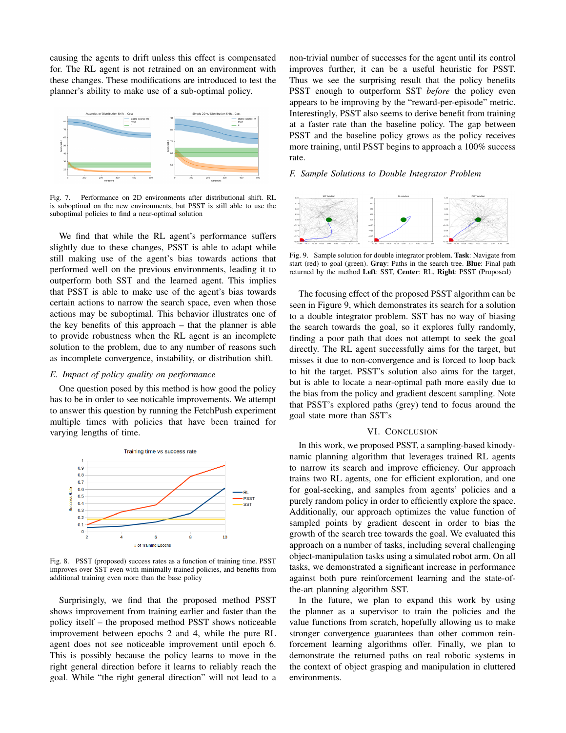causing the agents to drift unless this effect is compensated for. The RL agent is not retrained on an environment with these changes. These modifications are introduced to test the planner's ability to make use of a sub-optimal policy.

Fig. 7. Performance on 2D environments after distributional shift. RL is suboptimal on the new environments, but PSST is still able to use the suboptimal policies to find a near-optimal solution

We find that while the RL agent's performance suffers slightly due to these changes, PSST is able to adapt while still making use of the agent's bias towards actions that performed well on the previous environments, leading it to outperform both SST and the learned agent. This implies that PSST is able to make use of the agent's bias towards certain actions to narrow the search space, even when those actions may be suboptimal. This behavior illustrates one of the key benefits of this approach – that the planner is able to provide robustness when the RL agent is an incomplete solution to the problem, due to any number of reasons such as incomplete convergence, instability, or distribution shift.

### E. Impact of policy quality on performance

One question posed by this method is how good the policy has to be in order to see noticeable improvements. We attempt to answer this question by running the FetchPush experiment multiple times with policies that have been trained for varying lengths of time.

Fig. 8. PSST (proposed) success rates as a function of training time. PSST improves over SST even with minimally trained policies, and benefits from additional training even more than the base policy

Surprisingly, we find that the proposed method PSST shows improvement from training earlier and faster than the policy itself – the proposed method PSST shows noticeable improvement between epochs 2 and 4, while the pure RL agent does not see noticeable improvement until epoch 6. This is possibly because the policy learns to move in the right general direction before it learns to reliably reach the goal. While "the right general direction" will not lead to a non-trivial number of successes for the agent until its control improves further, it can be a useful heuristic for PSST. Thus we see the surprising result that the policy benefits PSST enough to outperform SST *before* the policy even appears to be improving by the "reward-per-episode" metric. Interestingly, PSST also seems to derive benefit from training at a faster rate than the baseline policy. The gap between PSST and the baseline policy grows as the policy receives more training, until PSST begins to approach a 100% success rate.

### F. Sample Solutions to Double Integrator Problem

Fig. 9. Sample solution for double integrator problem. **Task**: Navigate from start (red) to goal (green). **Gray**: Paths in the search tree. **Blue**: Final path returned by the method **Left**: SST, **Center**: RL, **Right**: PSST (Proposed)

The focusing effect of the proposed PSST algorithm can be seen in Figure 9, which demonstrates its search for a solution to a double integrator problem. SST has no way of biasing the search towards the goal, so it explores fully randomly, finding a poor path that does not attempt to seek the goal directly. The RL agent successfully aims for the target, but misses it due to non-convergence and is forced to loop back to hit the target. PSST's solution also aims for the target, but is able to locate a near-optimal path more easily due to the bias from the policy and gradient descent sampling. Note that PSST's explored paths (grey) tend to focus around the goal state more than SST's

## VI. Conclusion

In this work, we proposed PSST, a sampling-based kinodynamic planning algorithm that leverages trained RL agents to narrow its search and improve efficiency. Our approach trains two RL agents, one for efficient exploration, and one for goal-seeking, and samples from agents' policies and a purely random policy in order to efficiently explore the space. Additionally, our approach optimizes the value function of sampled points by gradient descent in order to bias the growth of the search tree towards the goal. We evaluated this approach on a number of tasks, including several challenging object-manipulation tasks using a simulated robot arm. On all tasks, we demonstrated a significant increase in performance against both pure reinforcement learning and the state-of-the-art planning algorithm SST.

In the future, we plan to expand this work by using the planner as a supervisor to train the policies and the value functions from scratch, hopefully allowing us to make stronger convergence guarantees than other common reinforcement learning algorithms offer. Finally, we plan to demonstrate the returned paths on real robotic systems in the context of object grasping and manipulation in cluttered environments.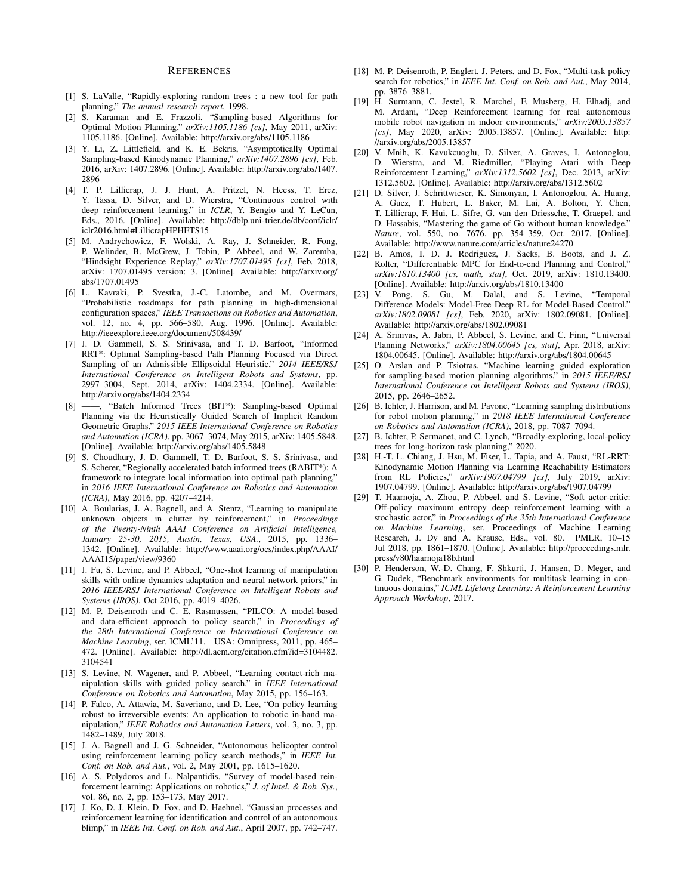## REFERENCES

[1] S. LaValle, "Rapidly-exploring random trees : a new tool for path planning," *The annual research report*, 1998.

[2] S. Karaman and E. Frazzoli, "Sampling-based Algorithms for Optimal Motion Planning," *arXiv:1105.1186 [cs]*, May 2011, arXiv: 1105.1186. [Online]. Available: http://arxiv.org/abs/1105.1186

[3] Y. Li, Z. Littlefield, and K. E. Bekris, "Asymptotically Optimal Sampling-based Kinodynamic Planning," *arXiv:1407.2896 [cs]*, Feb. 2016, arXiv: 1407.2896. [Online]. Available: http://arxiv.org/abs/1407.2896

[4] T. P. Lillicrap, J. J. Hunt, A. Pritzel, N. Heess, T. Erez, Y. Tassa, D. Silver, and D. Wierstra, "Continuous control with deep reinforcement learning." in *ICLR*, Y. Bengio and Y. LeCun, Eds., 2016. [Online]. Available: http://dblp.uni-trier.de/db/conf/iclr/iclr2016.html#LillicrapHPHETS15

[5] M. Andrychowicz, F. Wolski, A. Ray, J. Schneider, R. Fong, P. Welinder, B. McGrew, J. Tobin, P. Abbeel, and W. Zaremba, "Hindsight Experience Replay," *arXiv:1707.01495 [cs]*, Feb. 2018, arXiv: 1707.01495 version: 3. [Online]. Available: http://arxiv.org/abs/1707.01495

[6] L. Kavraki, P. Svestka, J.-C. Latombe, and M. Overmars, "Probabilistic roadmaps for path planning in high-dimensional configuration spaces," *IEEE Transactions on Robotics and Automation*, vol. 12, no. 4, pp. 566–580, Aug. 1996. [Online]. Available: http://ieeexplore.ieee.org/document/508439/

[7] J. D. Gammell, S. S. Srinivasa, and T. D. Barfoot, "Informed RRT*: Optimal Sampling-based Path Planning Focused via Direct Sampling of an Admissible Ellipsoidal Heuristic," *2014 IEEE/RSJ International Conference on Intelligent Robots and Systems*, pp. 2997–3004, Sept. 2014, arXiv: 1404.2334. [Online]. Available: http://arxiv.org/abs/1404.2334

[8] ——, "Batch Informed Trees (BIT*): Sampling-based Optimal Planning via the Heuristically Guided Search of Implicit Random Geometric Graphs," *2015 IEEE International Conference on Robotics and Automation (ICRA)*, pp. 3067–3074, May 2015, arXiv: 1405.5848. [Online]. Available: http://arxiv.org/abs/1405.5848

[9] S. Choudhury, J. D. Gammell, T. D. Barfoot, S. S. Srinivasa, and S. Scherer, "Regionally accelerated batch informed trees (RABIT*): A framework to integrate local information into optimal path planning," in *2016 IEEE International Conference on Robotics and Automation (ICRA)*, May 2016, pp. 4207–4214.

[10] A. Boularias, J. A. Bagnell, and A. Stentz, "Learning to manipulate unknown objects in clutter by reinforcement," in *Proceedings of the Twenty-Ninth AAAI Conference on Artificial Intelligence, January 25-30, 2015, Austin, Texas, USA.*, 2015, pp. 1336–1342. [Online]. Available: http://www.aaai.org/ocs/index.php/AAAI/AAAI15/paper/view/9360

[11] J. Fu, S. Levine, and P. Abbeel, "One-shot learning of manipulation skills with online dynamics adaptation and neural network priors," in *2016 IEEE/RSJ International Conference on Intelligent Robots and Systems (IROS)*, Oct 2016, pp. 4019–4026.

[12] M. P. Deisenroth and C. E. Rasmussen, "PILCO: A model-based and data-efficient approach to policy search," in *Proceedings of the 28th International Conference on International Conference on Machine Learning*, ser. ICML'11. USA: Omnipress, 2011, pp. 465–472. [Online]. Available: http://dl.acm.org/citation.cfm?id=3104482.3104541

[13] S. Levine, N. Wagener, and P. Abbeel, "Learning contact-rich manipulation skills with guided policy search," in *IEEE International Conference on Robotics and Automation*, May 2015, pp. 156–163.

[14] P. Falco, A. Attawia, M. Saveriano, and D. Lee, "On policy learning robust to irreversible events: An application to robotic in-hand manipulation," *IEEE Robotics and Automation Letters*, vol. 3, no. 3, pp. 1482–1489, July 2018.

[15] J. A. Bagnell and J. G. Schneider, "Autonomous helicopter control using reinforcement learning policy search methods," in *IEEE Int. Conf. on Rob. and Aut.*, vol. 2, May 2001, pp. 1615–1620.

[16] A. S. Polydoros and L. Nalpantidis, "Survey of model-based reinforcement learning: Applications on robotics," *J. of Intel. & Rob. Sys.*, vol. 86, no. 2, pp. 153–173, May 2017.

[17] J. Ko, D. J. Klein, D. Fox, and D. Haehnel, "Gaussian processes and reinforcement learning for identification and control of an autonomous blimp," in *IEEE Int. Conf. on Rob. and Aut.*, April 2007, pp. 742–747.

[18] M. P. Deisenroth, P. Englert, J. Peters, and D. Fox, "Multi-task policy search for robotics," in *IEEE Int. Conf. on Rob. and Aut.*, May 2014, pp. 3876–3881.

[19] H. Surmann, C. Jestel, R. Marchel, F. Musberg, H. Elhadj, and M. Ardani, "Deep Reinforcement learning for real autonomous mobile robot navigation in indoor environments," *arXiv:2005.13857 [cs]*, May 2020, arXiv: 2005.13857. [Online]. Available: http://arxiv.org/abs/2005.13857

[20] V. Mnih, K. Kavukcuoglu, D. Silver, A. Graves, I. Antonoglou, D. Wierstra, and M. Riedmiller, "Playing Atari with Deep Reinforcement Learning," *arXiv:1312.5602 [cs]*, Dec. 2013, arXiv: 1312.5602. [Online]. Available: http://arxiv.org/abs/1312.5602

[21] D. Silver, J. Schrittwieser, K. Simonyan, I. Antonoglou, A. Huang, A. Guez, T. Hubert, L. Baker, M. Lai, A. Bolton, Y. Chen, T. Lillicrap, F. Hui, L. Sifre, G. van den Driessche, T. Graepel, and D. Hassabis, "Mastering the game of Go without human knowledge," *Nature*, vol. 550, no. 7676, pp. 354–359, Oct. 2017. [Online]. Available: http://www.nature.com/articles/nature24270

[22] B. Amos, I. D. J. Rodriguez, J. Sacks, B. Boots, and J. Z. Kolter, "Differentiable MPC for End-to-end Planning and Control," *arXiv:1810.13400 [cs, math, stat]*, Oct. 2019, arXiv: 1810.13400. [Online]. Available: http://arxiv.org/abs/1810.13400

[23] V. Pong, S. Gu, M. Dalal, and S. Levine, "Temporal Difference Models: Model-Free Deep RL for Model-Based Control," *arXiv:1802.09081 [cs]*, Feb. 2020, arXiv: 1802.09081. [Online]. Available: http://arxiv.org/abs/1802.09081

[24] A. Srinivas, A. Jabri, P. Abbeel, S. Levine, and C. Finn, "Universal Planning Networks," *arXiv:1804.00645 [cs, stat]*, Apr. 2018, arXiv: 1804.00645. [Online]. Available: http://arxiv.org/abs/1804.00645

[25] O. Arslan and P. Tsiotras, "Machine learning guided exploration for sampling-based motion planning algorithms," in *2015 IEEE/RSJ International Conference on Intelligent Robots and Systems (IROS)*, 2015, pp. 2646–2652.

[26] B. Ichter, J. Harrison, and M. Pavone, "Learning sampling distributions for robot motion planning," in *2018 IEEE International Conference on Robotics and Automation (ICRA)*, 2018, pp. 7087–7094.

[27] B. Ichter, P. Sermanet, and C. Lynch, "Broadly-exploring, local-policy trees for long-horizon task planning," 2020.

[28] H.-T. L. Chiang, J. Hsu, M. Fiser, L. Tapia, and A. Faust, "RL-RRT: Kinodynamic Motion Planning via Learning Reachability Estimators from RL Policies," *arXiv:1907.04799 [cs]*, July 2019, arXiv: 1907.04799. [Online]. Available: http://arxiv.org/abs/1907.04799

[29] T. Haarnoja, A. Zhou, P. Abbeel, and S. Levine, "Soft actor-critic: Off-policy maximum entropy deep reinforcement learning with a stochastic actor," in *Proceedings of the 35th International Conference on Machine Learning*, ser. Proceedings of Machine Learning Research, J. Dy and A. Krause, Eds., vol. 80. PMLR, 10–15 Jul 2018, pp. 1861–1870. [Online]. Available: http://proceedings.mlr.press/v80/haarnoja18b.html

[30] P. Henderson, W.-D. Chang, F. Shkurti, J. Hansen, D. Meger, and G. Dudek, "Benchmark environments for multitask learning in continuous domains," *ICML Lifelong Learning: A Reinforcement Learning Approach Workshop*, 2017.